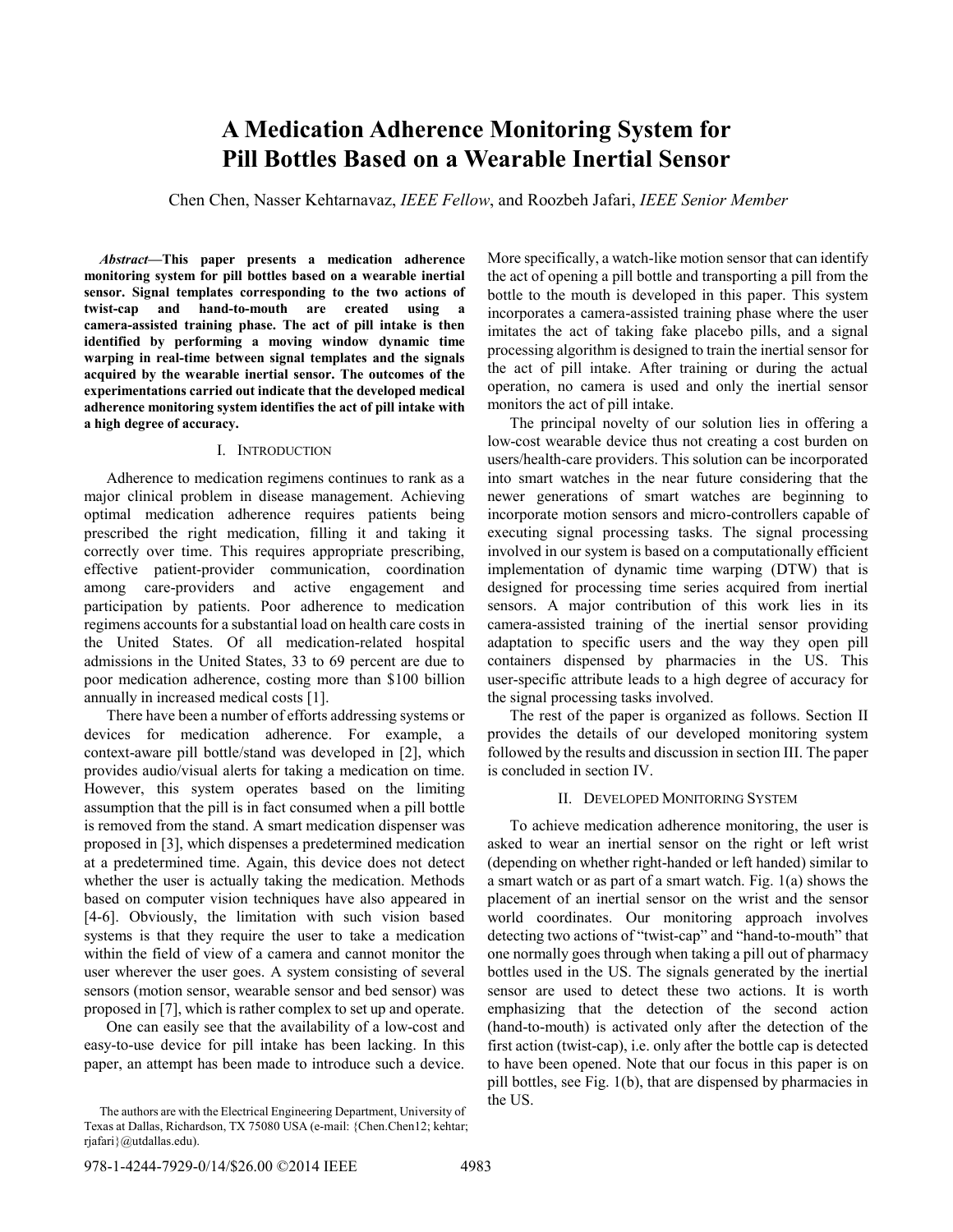# A Medication Adherence Monitoring System for Pill Bottles Based on a Wearable Inertial Sensor

Chen Chen, Nasser Kehtarnavaz, *IEEE Fellow*, and Roozbeh Jafari, *IEEE Senior Member*

***Abstract*—This paper presents a medication adherence monitoring system for pill bottles based on a wearable inertial sensor. Signal templates corresponding to the two actions of twist-cap and hand-to-mouth are created using a camera-assisted training phase. The act of pill intake is then identified by performing a moving window dynamic time warping in real-time between signal templates and the signals acquired by the wearable inertial sensor. The outcomes of the experimentations carried out indicate that the developed medical adherence monitoring system identifies the act of pill intake with a high degree of accuracy.**

## I. Introduction

Adherence to medication regimens continues to rank as a major clinical problem in disease management. Achieving optimal medication adherence requires patients being prescribed the right medication, filling it and taking it correctly over time. This requires appropriate prescribing, effective patient-provider communication, coordination among care-providers and active engagement and participation by patients. Poor adherence to medication regimens accounts for a substantial load on health care costs in the United States. Of all medication-related hospital admissions in the United States, 33 to 69 percent are due to poor medication adherence, costing more than \$100 billion annually in increased medical costs [1].

There have been a number of efforts addressing systems or devices for medication adherence. For example, a context-aware pill bottle/stand was developed in [2], which provides audio/visual alerts for taking a medication on time. However, this system operates based on the limiting assumption that the pill is in fact consumed when a pill bottle is removed from the stand. A smart medication dispenser was proposed in [3], which dispenses a predetermined medication at a predetermined time. Again, this device does not detect whether the user is actually taking the medication. Methods based on computer vision techniques have also appeared in [4-6]. Obviously, the limitation with such vision based systems is that they require the user to take a medication within the field of view of a camera and cannot monitor the user wherever the user goes. A system consisting of several sensors (motion sensor, wearable sensor and bed sensor) was proposed in [7], which is rather complex to set up and operate.

One can easily see that the availability of a low-cost and easy-to-use device for pill intake has been lacking. In this paper, an attempt has been made to introduce such a device. More specifically, a watch-like motion sensor that can identify the act of opening a pill bottle and transporting a pill from the bottle to the mouth is developed in this paper. This system incorporates a camera-assisted training phase where the user imitates the act of taking fake placebo pills, and a signal processing algorithm is designed to train the inertial sensor for the act of pill intake. After training or during the actual operation, no camera is used and only the inertial sensor monitors the act of pill intake.

The principal novelty of our solution lies in offering a low-cost wearable device thus not creating a cost burden on users/health-care providers. This solution can be incorporated into smart watches in the near future considering that the newer generations of smart watches are beginning to incorporate motion sensors and micro-controllers capable of executing signal processing tasks. The signal processing involved in our system is based on a computationally efficient implementation of dynamic time warping (DTW) that is designed for processing time series acquired from inertial sensors. A major contribution of this work lies in its camera-assisted training of the inertial sensor providing adaptation to specific users and the way they open pill containers dispensed by pharmacies in the US. This user-specific attribute leads to a high degree of accuracy for the signal processing tasks involved.

The rest of the paper is organized as follows. Section II provides the details of our developed monitoring system followed by the results and discussion in section III. The paper is concluded in section IV.

## II. Developed Monitoring System

To achieve medication adherence monitoring, the user is asked to wear an inertial sensor on the right or left wrist (depending on whether right-handed or left handed) similar to a smart watch or as part of a smart watch. Fig. 1(a) shows the placement of an inertial sensor on the wrist and the sensor world coordinates. Our monitoring approach involves detecting two actions of "twist-cap" and "hand-to-mouth" that one normally goes through when taking a pill out of pharmacy bottles used in the US. The signals generated by the inertial sensor are used to detect these two actions. It is worth emphasizing that the detection of the second action (hand-to-mouth) is activated only after the detection of the first action (twist-cap), i.e. only after the bottle cap is detected to have been opened. Note that our focus in this paper is on pill bottles, see Fig. 1(b), that are dispensed by pharmacies in the US.

The authors are with the Electrical Engineering Department, University of Texas at Dallas, Richardson, TX 75080 USA (e-mail: {Chen.Chen12; kehtar; rjafari}@utdallas.edu).

978-1-4244-7929-0/14/\$26.00 ©2014 IEEE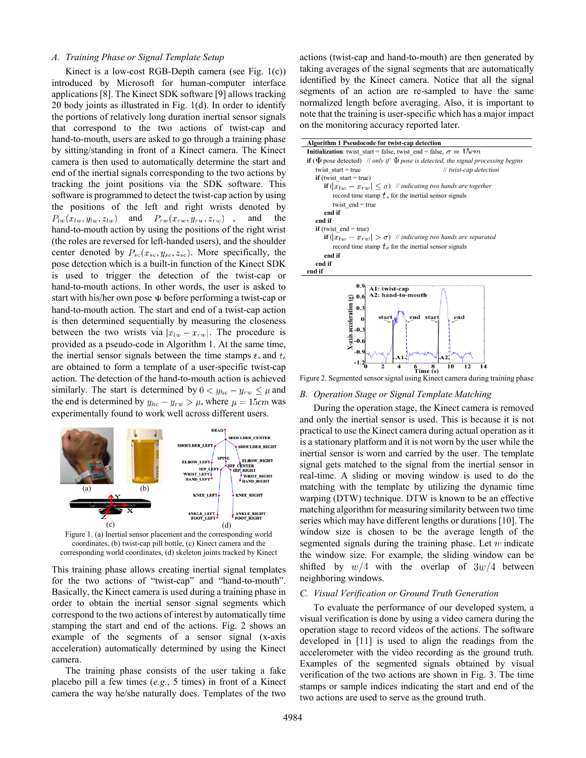### A. Training Phase or Signal Template Setup

Kinect is a low-cost RGB-Depth camera (see Fig. 1(c)) introduced by Microsoft for human-computer interface applications [8]. The Kinect SDK software [9] allows tracking 20 body joints as illustrated in Fig. 1(d). In order to identify the portions of relatively long duration inertial sensor signals that correspond to the two actions of twist-cap and hand-to-mouth, users are asked to go through a training phase by sitting/standing in front of a Kinect camera. The Kinect camera is then used to automatically determine the start and end of the inertial signals corresponding to the two actions by tracking the joint positions via the SDK software. This software is programmed to detect the twist-cap action by using the positions of the left and right wrists denoted by $P_{lw}(x_{lw}, y_{lw}, z_{lw})$ and $P_{rw}(x_{rw}, y_{rw}, z_{rw})$, and the hand-to-mouth action by using the positions of the right wrist (the roles are reversed for left-handed users), and the shoulder center denoted by $P_{sc}(x_{sc}, y_{sc}, z_{sc})$. More specifically, the pose detection which is a built-in function of the Kinect SDK is used to trigger the detection of the twist-cap or hand-to-mouth actions. In other words, the user is asked to start with his/her own pose $\Psi$ before performing a twist-cap or hand-to-mouth action. The start and end of a twist-cap action is then determined sequentially by measuring the closeness between the two wrists via $|x_{lw} - x_{rw}|$. The procedure is provided as a pseudo-code in Algorithm 1. At the same time, the inertial sensor signals between the time stamps $t_s$ and $t_e$ are obtained to form a template of a user-specific twist-cap action. The detection of the hand-to-mouth action is achieved similarly. The start is determined by $0 < y_{hc} - y_{rw} \le \mu$ and the end is determined by $y_{hc} - y_{rw} > \mu$, where $\mu = 15cm$ was experimentally found to work well across different users.

Figure 1. (a) Inertial sensor placement and the corresponding world coordinates, (b) twist-cap pill bottle, (c) Kinect camera and the corresponding world coordinates, (d) skeleton joints tracked by Kinect

This training phase allows creating inertial signal templates for the two actions of "twist-cap" and "hand-to-mouth". Basically, the Kinect camera is used during a training phase in order to obtain the inertial sensor signal segments which correspond to the two actions of interest by automatically time stamping the start and end of the actions. Fig. 2 shows an example of the segments of a sensor signal (x-axis acceleration) automatically determined by using the Kinect camera.

The training phase consists of the user taking a fake placebo pill a few times (*e.g.*, 5 times) in front of a Kinect camera the way he/she naturally does. Templates of the two actions (twist-cap and hand-to-mouth) are then generated by taking averages of the signal segments that are automatically identified by the Kinect camera. Notice that all the signal segments of an action are re-sampled to have the same normalized length before averaging. Also, it is important to note that the training is user-specific which has a major impact on the monitoring accuracy reported later.

**Algorithm 1** Pseudocode for twist-cap detection

```
Initialization: twist_start = false, twist_end = false, σ = 15cm
if (Ψ pose detected)  // only if Ψ pose is detected, the signal processing begins
    twist_start = true                       // twist-cap detection
    if (twist_start = true)
        if (|x_lw − x_rw| ≤ σ)  // indicating two hands are together
            record time stamp t_s for the inertial sensor signals
            twist_end = true
        end if
    end if
    if (twist_end = true)
        if (|x_lw − x_rw| > σ)  // indicating two hands are separated
            record time stamp t_e for the inertial sensor signals
        end if
    end if
end if
```

Figure 2. Segmented sensor signal using Kinect camera during training phase

### B. Operation Stage or Signal Template Matching

During the operation stage, the Kinect camera is removed and only the inertial sensor is used. This is because it is not practical to use the Kinect camera during actual operation as it is a stationary platform and it is not worn by the user while the inertial sensor is worn and carried by the user. The template signal gets matched to the signal from the inertial sensor in real-time. A sliding or moving window is used to do the matching with the template by utilizing the dynamic time warping (DTW) technique. DTW is known to be an effective matching algorithm for measuring similarity between two time series which may have different lengths or durations [10]. The window size is chosen to be the average length of the segmented signals during the training phase. Let $w$ indicate the window size. For example, the sliding window can be shifted by $w/4$ with the overlap of $3w/4$ between neighboring windows.

### C. Visual Verification or Ground Truth Generation

To evaluate the performance of our developed system, a visual verification is done by using a video camera during the operation stage to record videos of the actions. The software developed in [11] is used to align the readings from the accelerometer with the video recording as the ground truth. Examples of the segmented signals obtained by visual verification of the two actions are shown in Fig. 3. The time stamps or sample indices indicating the start and end of the two actions are used to serve as the ground truth.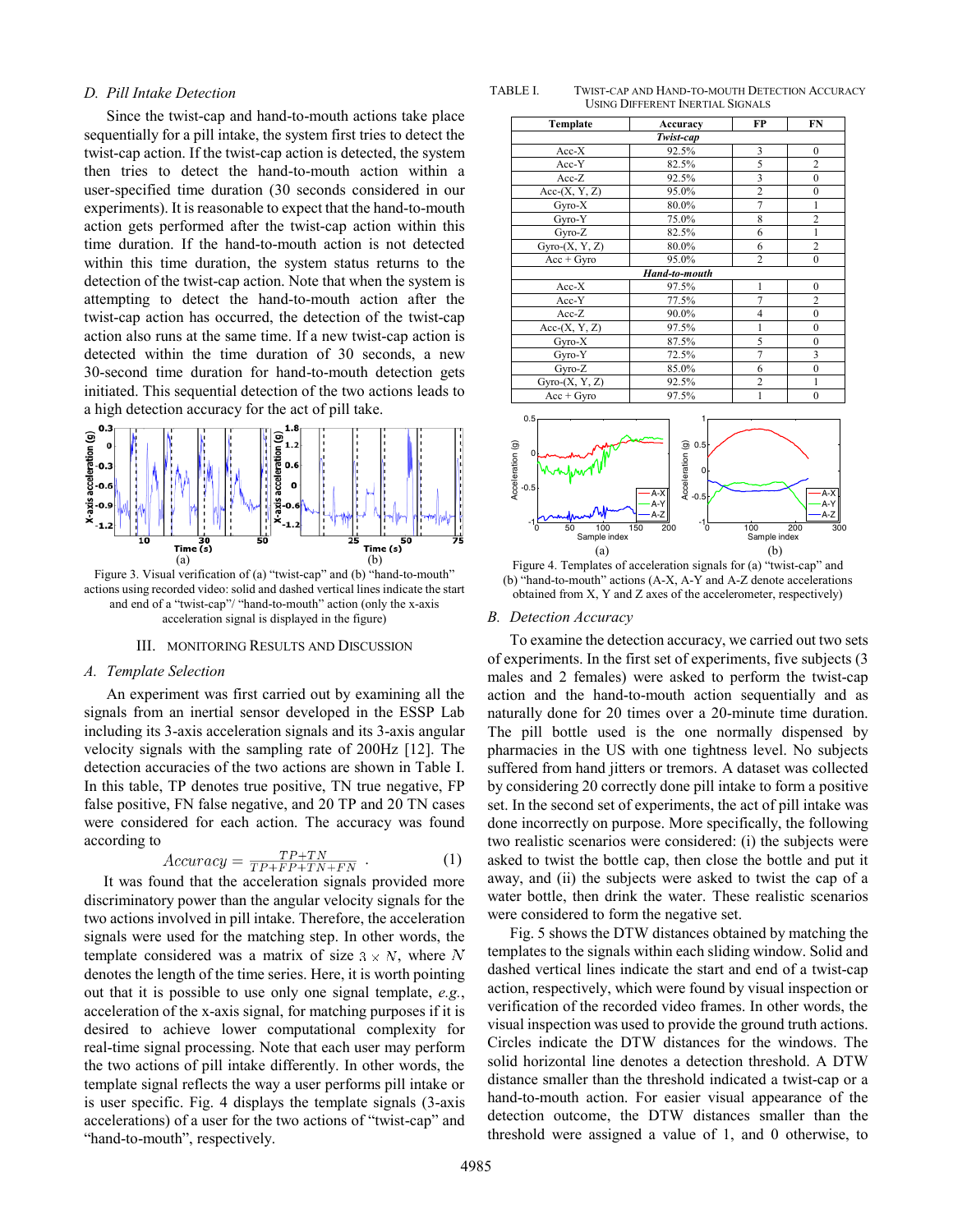### D. Pill Intake Detection

Since the twist-cap and hand-to-mouth actions take place sequentially for a pill intake, the system first tries to detect the twist-cap action. If the twist-cap action is detected, the system then tries to detect the hand-to-mouth action within a user-specified time duration (30 seconds considered in our experiments). It is reasonable to expect that the hand-to-mouth action gets performed after the twist-cap action within this time duration. If the hand-to-mouth action is not detected within this time duration, the system status returns to the detection of the twist-cap action. Note that when the system is attempting to detect the hand-to-mouth action after the twist-cap action has occurred, the detection of the twist-cap action also runs at the same time. If a new twist-cap action is detected within the time duration of 30 seconds, a new 30-second time duration for hand-to-mouth detection gets initiated. This sequential detection of the two actions leads to a high detection accuracy for the act of pill take.

Figure 3. Visual verification of (a) "twist-cap" and (b) "hand-to-mouth" actions using recorded video: solid and dashed vertical lines indicate the start and end of a "twist-cap"/ "hand-to-mouth" action (only the x-axis acceleration signal is displayed in the figure)

## III. Monitoring Results and Discussion

### A. Template Selection

An experiment was first carried out by examining all the signals from an inertial sensor developed in the ESSP Lab including its 3-axis acceleration signals and its 3-axis angular velocity signals with the sampling rate of 200Hz [12]. The detection accuracies of the two actions are shown in Table I. In this table, TP denotes true positive, TN true negative, FP false positive, FN false negative, and 20 TP and 20 TN cases were considered for each action. The accuracy was found according to

$$Accuracy = \frac{TP+TN}{TP+FP+TN+FN} \quad . \tag{1}$$

It was found that the acceleration signals provided more discriminatory power than the angular velocity signals for the two actions involved in pill intake. Therefore, the acceleration signals were used for the matching step. In other words, the template considered was a matrix of size $3 \times N$, where $N$ denotes the length of the time series. Here, it is worth pointing out that it is possible to use only one signal template, *e.g.*, acceleration of the x-axis signal, for matching purposes if it is desired to achieve lower computational complexity for real-time signal processing. Note that each user may perform the two actions of pill intake differently. In other words, the template signal reflects the way a user performs pill intake or is user specific. Fig. 4 displays the template signals (3-axis accelerations) of a user for the two actions of "twist-cap" and "hand-to-mouth", respectively.

TABLE I. Twist-cap and Hand-to-mouth Detection Accuracy Using Different Inertial Signals

| Template | Accuracy | FP | FN |
|---|---|---|---|
| | *Twist-cap* | | |
| Acc-X | 92.5% | 3 | 0 |
| Acc-Y | 82.5% | 5 | 2 |
| Acc-Z | 92.5% | 3 | 0 |
| Acc-(X, Y, Z) | 95.0% | 2 | 0 |
| Gyro-X | 80.0% | 7 | 1 |
| Gyro-Y | 75.0% | 8 | 2 |
| Gyro-Z | 82.5% | 6 | 1 |
| Gyro-(X, Y, Z) | 80.0% | 6 | 2 |
| Acc + Gyro | 95.0% | 2 | 0 |
| | *Hand-to-mouth* | | |
| Acc-X | 97.5% | 1 | 0 |
| Acc-Y | 77.5% | 7 | 2 |
| Acc-Z | 90.0% | 4 | 0 |
| Acc-(X, Y, Z) | 97.5% | 1 | 0 |
| Gyro-X | 87.5% | 5 | 0 |
| Gyro-Y | 72.5% | 7 | 3 |
| Gyro-Z | 85.0% | 6 | 0 |
| Gyro-(X, Y, Z) | 92.5% | 2 | 1 |
| Acc + Gyro | 97.5% | 1 | 0 |

Figure 4. Templates of acceleration signals for (a) "twist-cap" and (b) "hand-to-mouth" actions (A-X, A-Y and A-Z denote accelerations obtained from X, Y and Z axes of the accelerometer, respectively)

### B. Detection Accuracy

To examine the detection accuracy, we carried out two sets of experiments. In the first set of experiments, five subjects (3 males and 2 females) were asked to perform the twist-cap action and the hand-to-mouth action sequentially and as naturally done for 20 times over a 20-minute time duration. The pill bottle used is the one normally dispensed by pharmacies in the US with one tightness level. No subjects suffered from hand jitters or tremors. A dataset was collected by considering 20 correctly done pill intake to form a positive set. In the second set of experiments, the act of pill intake was done incorrectly on purpose. More specifically, the following two realistic scenarios were considered: (i) the subjects were asked to twist the bottle cap, then close the bottle and put it away, and (ii) the subjects were asked to twist the cap of a water bottle, then drink the water. These realistic scenarios were considered to form the negative set.

Fig. 5 shows the DTW distances obtained by matching the templates to the signals within each sliding window. Solid and dashed vertical lines indicate the start and end of a twist-cap action, respectively, which were found by visual inspection or verification of the recorded video frames. In other words, the visual inspection was used to provide the ground truth actions. Circles indicate the DTW distances for the windows. The solid horizontal line denotes a detection threshold. A DTW distance smaller than the threshold indicated a twist-cap or a hand-to-mouth action. For easier visual appearance of the detection outcome, the DTW distances smaller than the threshold were assigned a value of 1, and 0 otherwise, to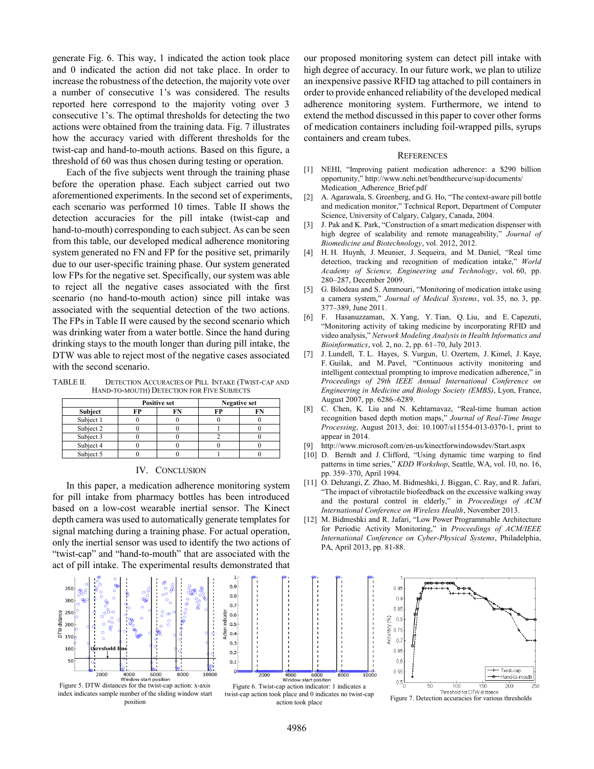generate Fig. 6. This way, 1 indicated the action took place and 0 indicated the action did not take place. In order to increase the robustness of the detection, the majority vote over a number of consecutive 1's was considered. The results reported here correspond to the majority voting over 3 consecutive 1's. The optimal thresholds for detecting the two actions were obtained from the training data. Fig. 7 illustrates how the accuracy varied with different thresholds for the twist-cap and hand-to-mouth actions. Based on this figure, a threshold of 60 was thus chosen during testing or operation.

Each of the five subjects went through the training phase before the operation phase. Each subject carried out two aforementioned experiments. In the second set of experiments, each scenario was performed 10 times. Table II shows the detection accuracies for the pill intake (twist-cap and hand-to-mouth) corresponding to each subject. As can be seen from this table, our developed medical adherence monitoring system generated no FN and FP for the positive set, primarily due to our user-specific training phase. Our system generated low FPs for the negative set. Specifically, our system was able to reject all the negative cases associated with the first scenario (no hand-to-mouth action) since pill intake was associated with the sequential detection of the two actions. The FPs in Table II were caused by the second scenario which was drinking water from a water bottle. Since the hand during drinking stays to the mouth longer than during pill intake, the DTW was able to reject most of the negative cases associated with the second scenario.

TABLE II. Detection Accuracies of Pill Intake (Twist-cap and Hand-to-mouth) Detection for Five Subjects

| | Positive set | | Negative set | |
|---|---|---|---|---|
| **Subject** | **FP** | **FN** | **FP** | **FN** |
| Subject 1 | 0 | 0 | 0 | 0 |
| Subject 2 | 0 | 0 | 1 | 0 |
| Subject 3 | 0 | 0 | 2 | 0 |
| Subject 4 | 0 | 0 | 0 | 0 |
| Subject 5 | 0 | 0 | 1 | 0 |

## IV. Conclusion

In this paper, a medication adherence monitoring system for pill intake from pharmacy bottles has been introduced based on a low-cost wearable inertial sensor. The Kinect depth camera was used to automatically generate templates for signal matching during a training phase. For actual operation, only the inertial sensor was used to identify the two actions of "twist-cap" and "hand-to-mouth" that are associated with the act of pill intake. The experimental results demonstrated that our proposed monitoring system can detect pill intake with high degree of accuracy. In our future work, we plan to utilize an inexpensive passive RFID tag attached to pill containers in order to provide enhanced reliability of the developed medical adherence monitoring system. Furthermore, we intend to extend the method discussed in this paper to cover other forms of medication containers including foil-wrapped pills, syrups containers and cream tubes.

## References

[1] NEHI, "Improving patient medication adherence: a $290 billion opportunity," http://www.nehi.net/bendthecurve/sup/documents/Medication_Adherence_Brief.pdf

[2] A. Agarawala, S. Greenberg, and G. Ho, "The context-aware pill bottle and medication monitor," Technical Report, Department of Computer Science, University of Calgary, Calgary, Canada, 2004.

[3] J. Pak and K. Park, "Construction of a smart medication dispenser with high degree of scalability and remote manageability," *Journal of Biomedicine and Biotechnology*, vol. 2012, 2012.

[4] H. H. Huynh, J. Meunier, J. Sequeira, and M. Daniel, "Real time detection, tracking and recognition of medication intake," *World Academy of Science, Engineering and Technology*, vol. 60, pp. 280–287, December 2009.

[5] G. Bilodeau and S. Ammouri, "Monitoring of medication intake using a camera system," *Journal of Medical Systems*, vol. 35, no. 3, pp. 377–389, June 2011.

[6] F. Hasanuzzaman, X. Yang, Y. Tian, Q. Liu, and E. Capezuti, "Monitoring activity of taking medicine by incorporating RFID and video analysis," *Network Modeling Analysis in Health Informatics and Bioinformatics*, vol. 2, no. 2, pp. 61–70, July 2013.

[7] J. Lundell, T. L. Hayes, S. Vurgun, U. Ozertem, J. Kimel, J. Kaye, F. Guilak, and M. Pavel, "Continuous activity monitoring and intelligent contextual prompting to improve medication adherence," in *Proceedings of 29th IEEE Annual International Conference on Engineering in Medicine and Biology Society (EMBS)*, Lyon, France, August 2007, pp. 6286–6289.

[8] C. Chen, K. Liu and N. Kehtarnavaz, "Real-time human action recognition based depth motion maps," *Journal of Real-Time Image Processing*, August 2013, doi: 10.1007/s11554-013-0370-1, print to appear in 2014.

[9] http://www.microsoft.com/en-us/kinectforwindowsdev/Start.aspx

[10] D. Berndt and J. Clifford, "Using dynamic time warping to find patterns in time series," *KDD Workshop*, Seattle, WA, vol. 10, no. 16, pp. 359–370, April 1994.

[11] O. Dehzangi, Z. Zhao, M. Bidmeshki, J. Biggan, C. Ray, and R. Jafari, "The impact of vibrotactile biofeedback on the excessive walking sway and the postural control in elderly," in *Proceedings of ACM International Conference on Wireless Health*, November 2013.

[12] M. Bidmeshki and R. Jafari, "Low Power Programmable Architecture for Periodic Activity Monitoring," in *Proceedings of ACM/IEEE International Conference on Cyber-Physical Systems*, Philadelphia, PA, April 2013, pp. 81-88.

DTW distance
threshold line
Window start position

Figure 5. DTW distances for the twist-cap action: x-axis index indicates sample number of the sliding window start position

Action indicator
Window start position

Figure 6. Twist-cap action indicator: 1 indicates a twist-cap action took place and 0 indicates no twist-cap action took place

Accuracy (%)
Threshold for DTW distance
Twist-cap
Hand-to-mouth

Figure 7. Detection accuracies for various thresholds